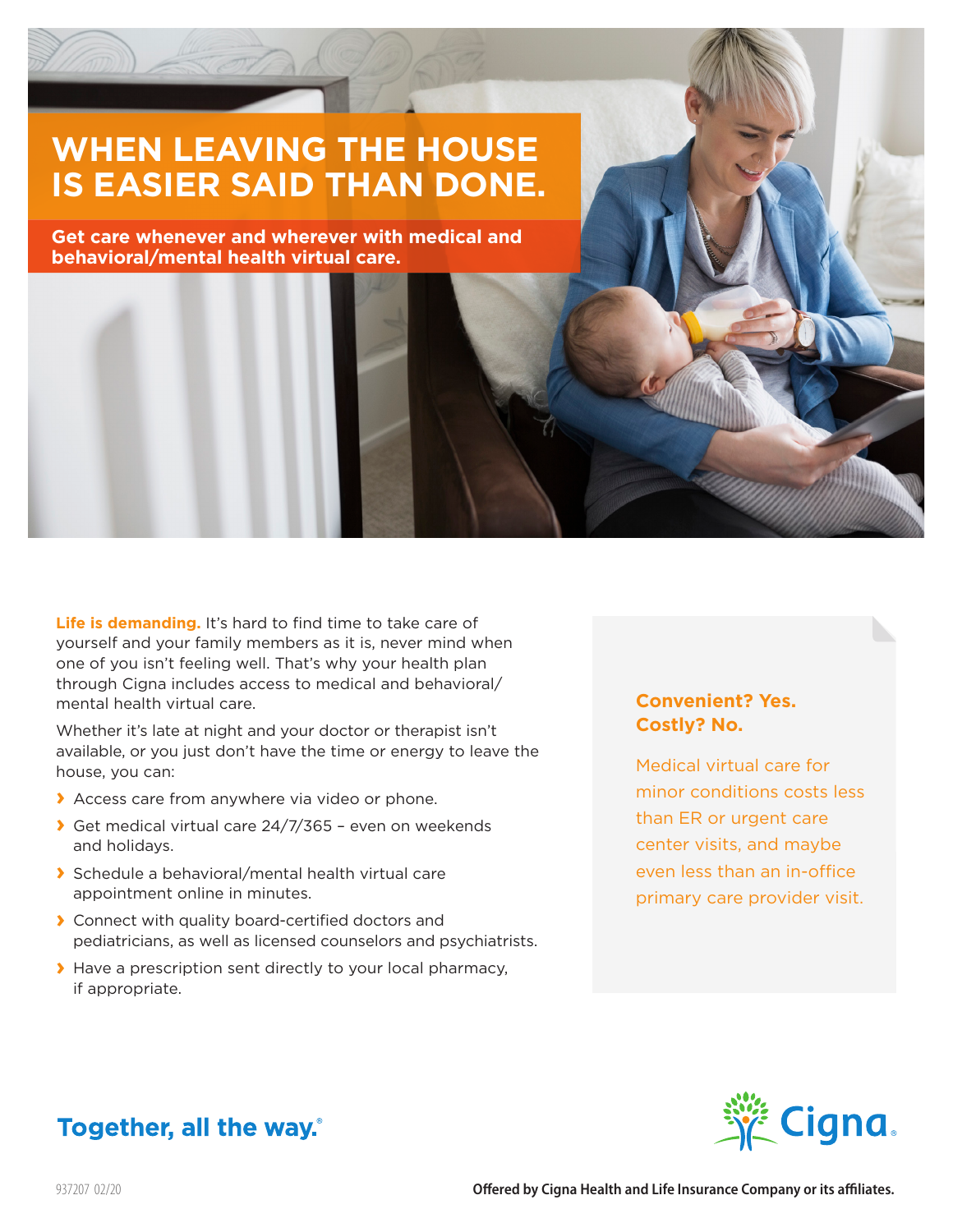# WHEN LEAVING THE HOUSE IS EASIER SAID THAN DONE.

**Get care whenever and wherever with medical and behavioral/mental health virtual care.**

**Life is demanding.** It's hard to find time to take care of yourself and your family members as it is, never mind when one of you isn't feeling well. That's why your health plan through Cigna includes access to medical and behavioral/mental health virtual care.

Whether it's late at night and your doctor or therapist isn't available, or you just don't have the time or energy to leave the house, you can:

- Access care from anywhere via video or phone.
- Get medical virtual care 24/7/365 – even on weekends and holidays.
- Schedule a behavioral/mental health virtual care appointment online in minutes.
- Connect with quality board-certified doctors and pediatricians, as well as licensed counselors and psychiatrists.
- Have a prescription sent directly to your local pharmacy, if appropriate.

### Convenient? Yes. Costly? No.

Medical virtual care for minor conditions costs less than ER or urgent care center visits, and maybe even less than an in-office primary care provider visit.

**Together, all the way.®**

Cigna.

937207 02/20

**Offered by Cigna Health and Life Insurance Company or its affiliates.**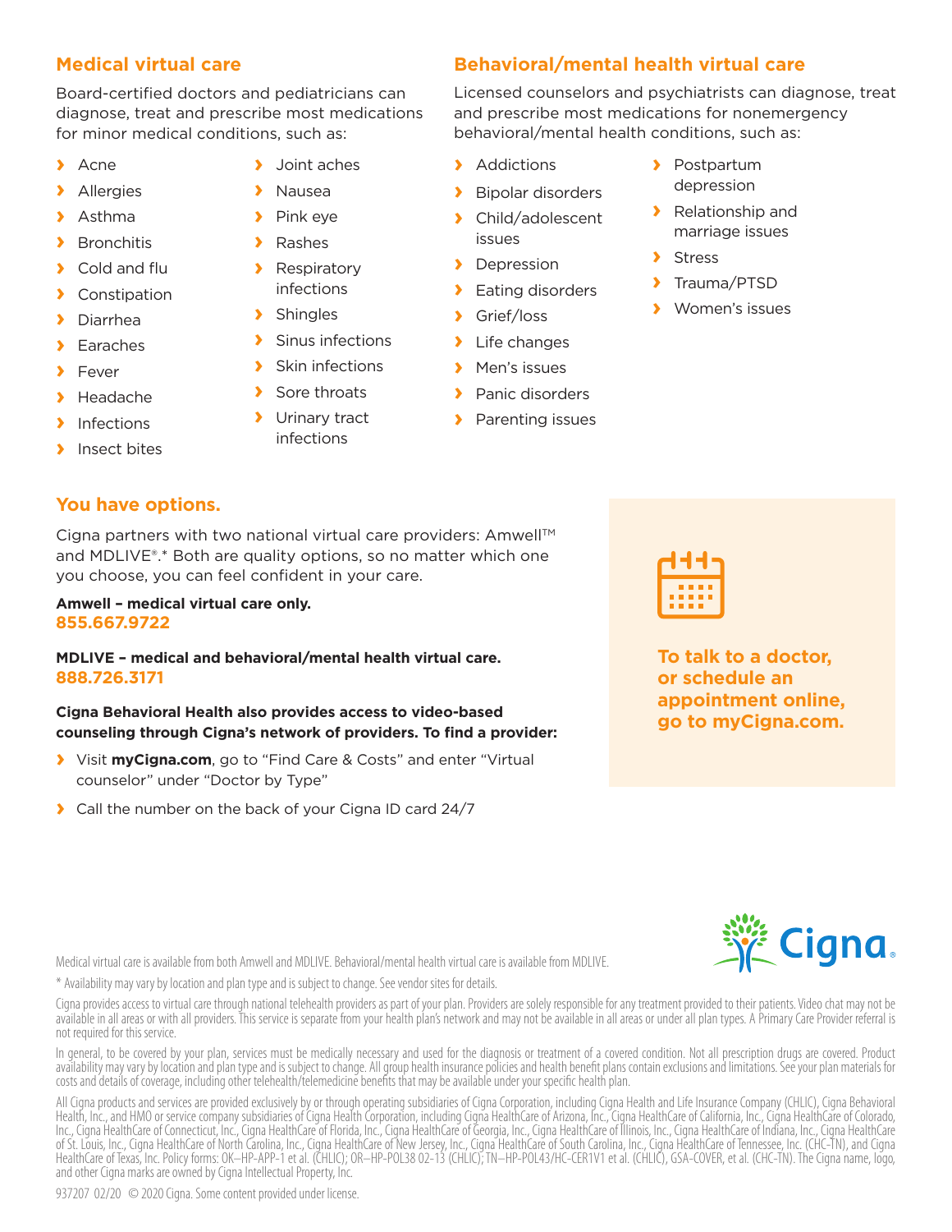## Medical virtual care

Board-certified doctors and pediatricians can diagnose, treat and prescribe most medications for minor medical conditions, such as:

- Acne
- Allergies
- Asthma
- Bronchitis
- Cold and flu
- Constipation
- Diarrhea
- Earaches
- Fever
- Headache
- Infections
- Insect bites
- Joint aches
- Nausea
- Pink eye
- Rashes
- Respiratory infections
- Shingles
- Sinus infections
- Skin infections
- Sore throats
- Urinary tract infections

## Behavioral/mental health virtual care

Licensed counselors and psychiatrists can diagnose, treat and prescribe most medications for nonemergency behavioral/mental health conditions, such as:

- Addictions
- Bipolar disorders
- Child/adolescent issues
- Depression
- Eating disorders
- Grief/loss
- Life changes
- Men's issues
- Panic disorders
- Parenting issues
- Postpartum depression
- Relationship and marriage issues
- Stress
- Trauma/PTSD
- Women's issues

## You have options.

Cigna partners with two national virtual care providers: Amwell™ and MDLIVE®.* Both are quality options, so no matter which one you choose, you can feel confident in your care.

**Amwell – medical virtual care only.**
**855.667.9722**

**MDLIVE – medical and behavioral/mental health virtual care.**
**888.726.3171**

**Cigna Behavioral Health also provides access to video-based counseling through Cigna's network of providers. To find a provider:**

- Visit **myCigna.com**, go to "Find Care & Costs" and enter "Virtual counselor" under "Doctor by Type"
- Call the number on the back of your Cigna ID card 24/7

**To talk to a doctor, or schedule an appointment online, go to myCigna.com.**

Cigna

Medical virtual care is available from both Amwell and MDLIVE. Behavioral/mental health virtual care is available from MDLIVE.

\* Availability may vary by location and plan type and is subject to change. See vendor sites for details.

Cigna provides access to virtual care through national telehealth providers as part of your plan. Providers are solely responsible for any treatment provided to their patients. Video chat may not be available in all areas or with all providers. This service is separate from your health plan's network and may not be available in all areas or under all plan types. A Primary Care Provider referral is not required for this service.

In general, to be covered by your plan, services must be medically necessary and used for the diagnosis or treatment of a covered condition. Not all prescription drugs are covered. Product availability may vary by location and plan type and is subject to change. All group health insurance policies and health benefit plans contain exclusions and limitations. See your plan materials for costs and details of coverage, including other telehealth/telemedicine benefits that may be available under your specific health plan.

All Cigna products and services are provided exclusively by or through operating subsidiaries of Cigna Corporation, including Cigna Health and Life Insurance Company (CHLIC), Cigna Behavioral Health, Inc., and HMO or service company subsidiaries of Cigna Health Corporation, including Cigna HealthCare of Arizona, Inc., Cigna HealthCare of California, Inc., Cigna HealthCare of Colorado, Inc., Cigna HealthCare of Connecticut, Inc., Cigna HealthCare of Florida, Inc., Cigna HealthCare of Georgia, Inc., Cigna HealthCare of Illinois, Inc., Cigna HealthCare of Indiana, Inc., Cigna HealthCare of St. Louis, Inc., Cigna HealthCare of North Carolina, Inc., Cigna HealthCare of New Jersey, Inc., Cigna HealthCare of South Carolina, Inc., Cigna HealthCare of Tennessee, Inc. (CHC-TN), and Cigna HealthCare of Texas, Inc. Policy forms: OK–HP-APP-1 et al. (CHLIC); OR–HP-POL38 02-13 (CHLIC); TN–HP-POL43/HC-CER1V1 et al. (CHLIC), GSA-COVER, et al. (CHC-TN). The Cigna name, logo, and other Cigna marks are owned by Cigna Intellectual Property, Inc.

937207 02/20 © 2020 Cigna. Some content provided under license.